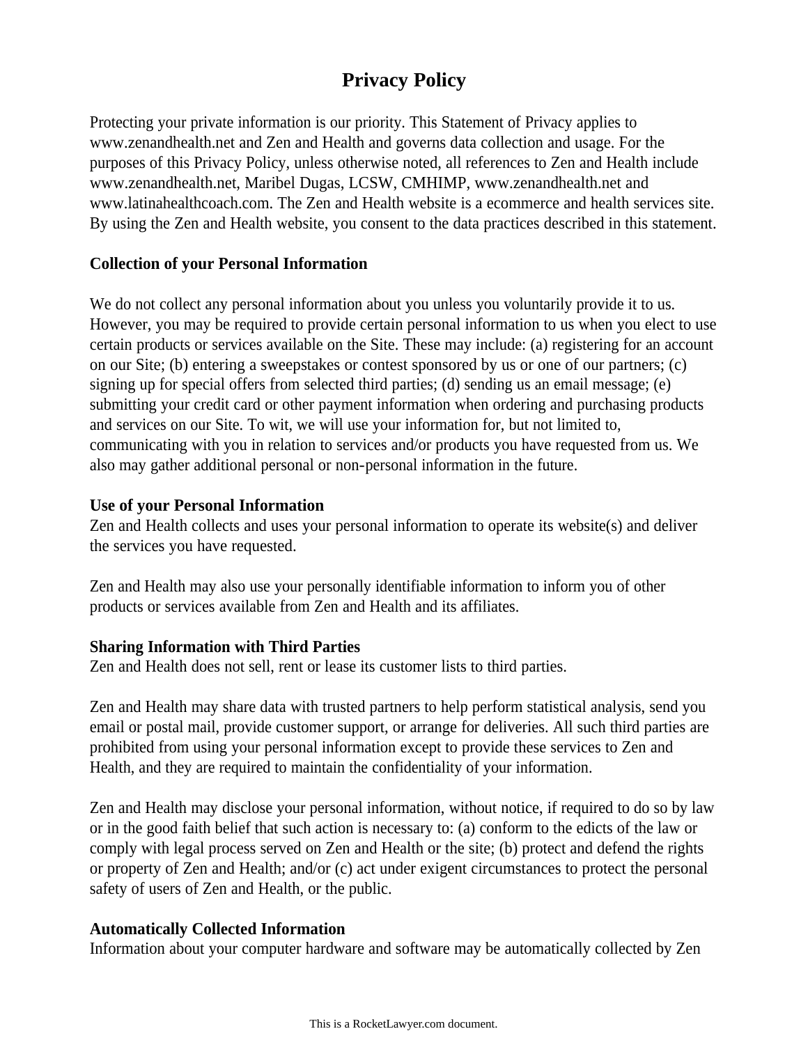# Privacy Policy

Protecting your private information is our priority. This Statement of Privacy applies to www.zenandhealth.net and Zen and Health and governs data collection and usage. For the purposes of this Privacy Policy, unless otherwise noted, all references to Zen and Health include www.zenandhealth.net, Maribel Dugas, LCSW, CMHIMP, www.zenandhealth.net and www.latinahealthcoach.com. The Zen and Health website is a ecommerce and health services site. By using the Zen and Health website, you consent to the data practices described in this statement.

**Collection of your Personal Information**

We do not collect any personal information about you unless you voluntarily provide it to us. However, you may be required to provide certain personal information to us when you elect to use certain products or services available on the Site. These may include: (a) registering for an account on our Site; (b) entering a sweepstakes or contest sponsored by us or one of our partners; (c) signing up for special offers from selected third parties; (d) sending us an email message; (e) submitting your credit card or other payment information when ordering and purchasing products and services on our Site. To wit, we will use your information for, but not limited to, communicating with you in relation to services and/or products you have requested from us. We also may gather additional personal or non-personal information in the future.

**Use of your Personal Information**

Zen and Health collects and uses your personal information to operate its website(s) and deliver the services you have requested.

Zen and Health may also use your personally identifiable information to inform you of other products or services available from Zen and Health and its affiliates.

**Sharing Information with Third Parties**

Zen and Health does not sell, rent or lease its customer lists to third parties.

Zen and Health may share data with trusted partners to help perform statistical analysis, send you email or postal mail, provide customer support, or arrange for deliveries. All such third parties are prohibited from using your personal information except to provide these services to Zen and Health, and they are required to maintain the confidentiality of your information.

Zen and Health may disclose your personal information, without notice, if required to do so by law or in the good faith belief that such action is necessary to: (a) conform to the edicts of the law or comply with legal process served on Zen and Health or the site; (b) protect and defend the rights or property of Zen and Health; and/or (c) act under exigent circumstances to protect the personal safety of users of Zen and Health, or the public.

**Automatically Collected Information**

Information about your computer hardware and software may be automatically collected by Zen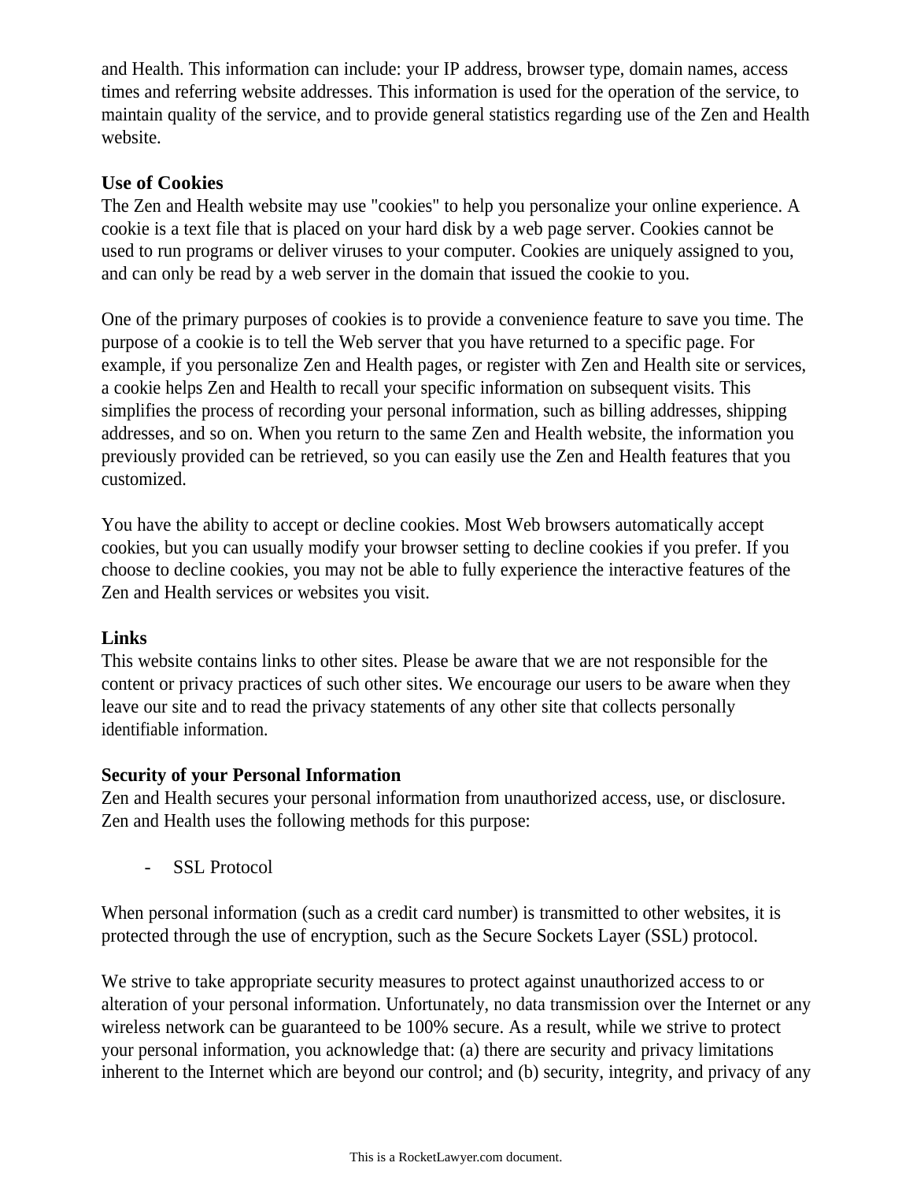and Health. This information can include: your IP address, browser type, domain names, access times and referring website addresses. This information is used for the operation of the service, to maintain quality of the service, and to provide general statistics regarding use of the Zen and Health website.

**Use of Cookies**

The Zen and Health website may use "cookies" to help you personalize your online experience. A cookie is a text file that is placed on your hard disk by a web page server. Cookies cannot be used to run programs or deliver viruses to your computer. Cookies are uniquely assigned to you, and can only be read by a web server in the domain that issued the cookie to you.

One of the primary purposes of cookies is to provide a convenience feature to save you time. The purpose of a cookie is to tell the Web server that you have returned to a specific page. For example, if you personalize Zen and Health pages, or register with Zen and Health site or services, a cookie helps Zen and Health to recall your specific information on subsequent visits. This simplifies the process of recording your personal information, such as billing addresses, shipping addresses, and so on. When you return to the same Zen and Health website, the information you previously provided can be retrieved, so you can easily use the Zen and Health features that you customized.

You have the ability to accept or decline cookies. Most Web browsers automatically accept cookies, but you can usually modify your browser setting to decline cookies if you prefer. If you choose to decline cookies, you may not be able to fully experience the interactive features of the Zen and Health services or websites you visit.

**Links**

This website contains links to other sites. Please be aware that we are not responsible for the content or privacy practices of such other sites. We encourage our users to be aware when they leave our site and to read the privacy statements of any other site that collects personally identifiable information.

**Security of your Personal Information**

Zen and Health secures your personal information from unauthorized access, use, or disclosure. Zen and Health uses the following methods for this purpose:

- SSL Protocol

When personal information (such as a credit card number) is transmitted to other websites, it is protected through the use of encryption, such as the Secure Sockets Layer (SSL) protocol.

We strive to take appropriate security measures to protect against unauthorized access to or alteration of your personal information. Unfortunately, no data transmission over the Internet or any wireless network can be guaranteed to be 100% secure. As a result, while we strive to protect your personal information, you acknowledge that: (a) there are security and privacy limitations inherent to the Internet which are beyond our control; and (b) security, integrity, and privacy of any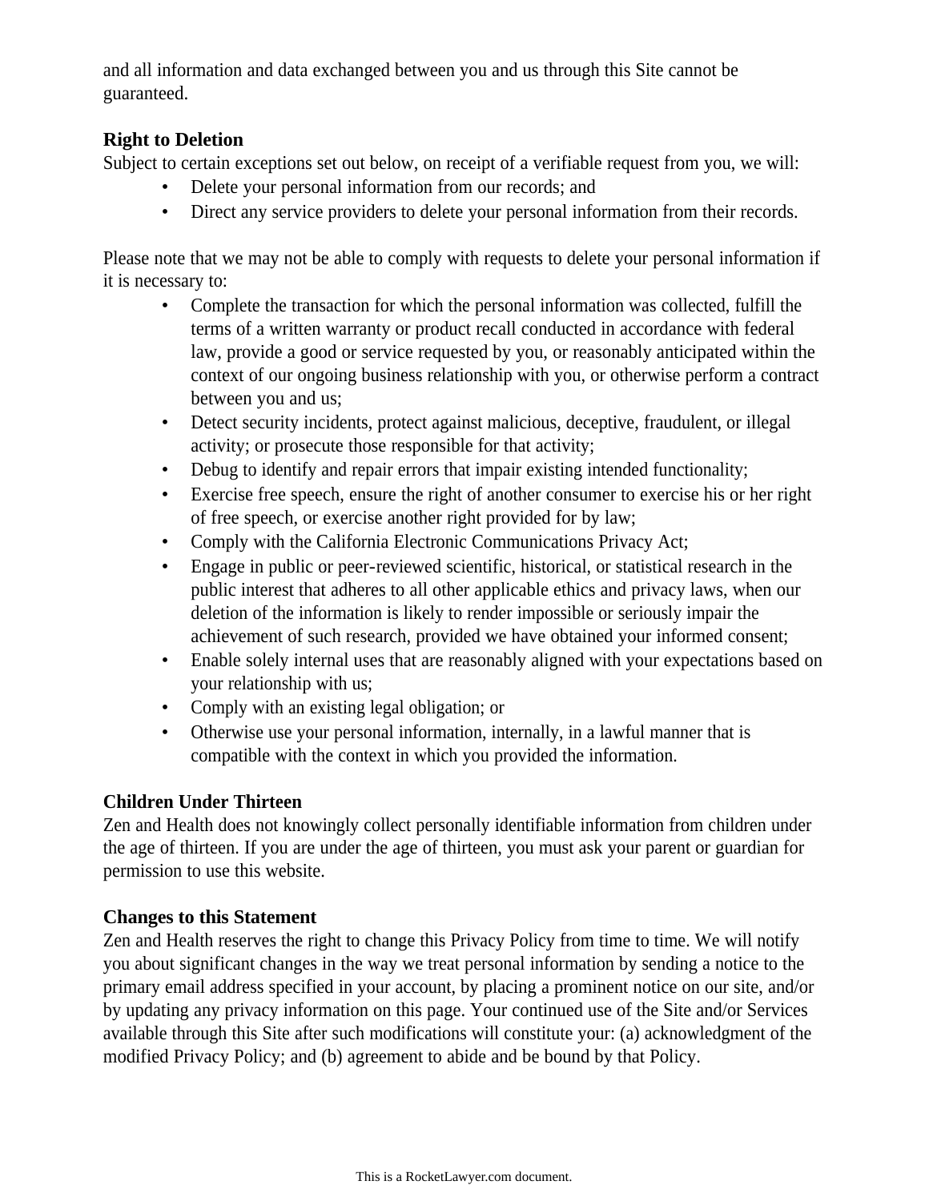and all information and data exchanged between you and us through this Site cannot be guaranteed.

**Right to Deletion**

Subject to certain exceptions set out below, on receipt of a verifiable request from you, we will:

- Delete your personal information from our records; and
- Direct any service providers to delete your personal information from their records.

Please note that we may not be able to comply with requests to delete your personal information if it is necessary to:

- Complete the transaction for which the personal information was collected, fulfill the terms of a written warranty or product recall conducted in accordance with federal law, provide a good or service requested by you, or reasonably anticipated within the context of our ongoing business relationship with you, or otherwise perform a contract between you and us;
- Detect security incidents, protect against malicious, deceptive, fraudulent, or illegal activity; or prosecute those responsible for that activity;
- Debug to identify and repair errors that impair existing intended functionality;
- Exercise free speech, ensure the right of another consumer to exercise his or her right of free speech, or exercise another right provided for by law;
- Comply with the California Electronic Communications Privacy Act;
- Engage in public or peer-reviewed scientific, historical, or statistical research in the public interest that adheres to all other applicable ethics and privacy laws, when our deletion of the information is likely to render impossible or seriously impair the achievement of such research, provided we have obtained your informed consent;
- Enable solely internal uses that are reasonably aligned with your expectations based on your relationship with us;
- Comply with an existing legal obligation; or
- Otherwise use your personal information, internally, in a lawful manner that is compatible with the context in which you provided the information.

**Children Under Thirteen**

Zen and Health does not knowingly collect personally identifiable information from children under the age of thirteen. If you are under the age of thirteen, you must ask your parent or guardian for permission to use this website.

**Changes to this Statement**

Zen and Health reserves the right to change this Privacy Policy from time to time. We will notify you about significant changes in the way we treat personal information by sending a notice to the primary email address specified in your account, by placing a prominent notice on our site, and/or by updating any privacy information on this page. Your continued use of the Site and/or Services available through this Site after such modifications will constitute your: (a) acknowledgment of the modified Privacy Policy; and (b) agreement to abide and be bound by that Policy.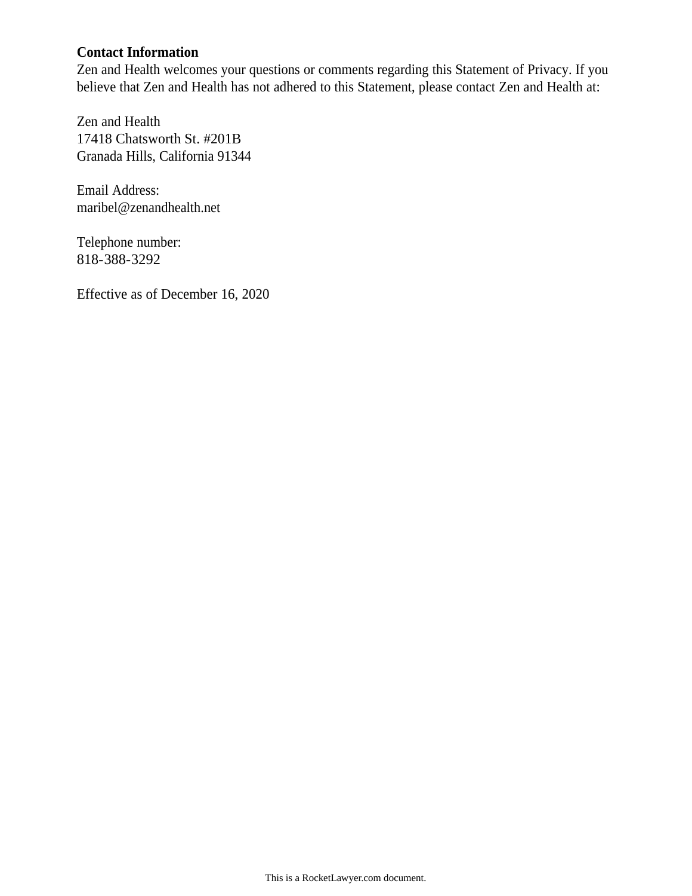**Contact Information**

Zen and Health welcomes your questions or comments regarding this Statement of Privacy. If you believe that Zen and Health has not adhered to this Statement, please contact Zen and Health at:

Zen and Health
17418 Chatsworth St. #201B
Granada Hills, California 91344

Email Address:
maribel@zenandhealth.net

Telephone number:
818-388-3292

Effective as of December 16, 2020